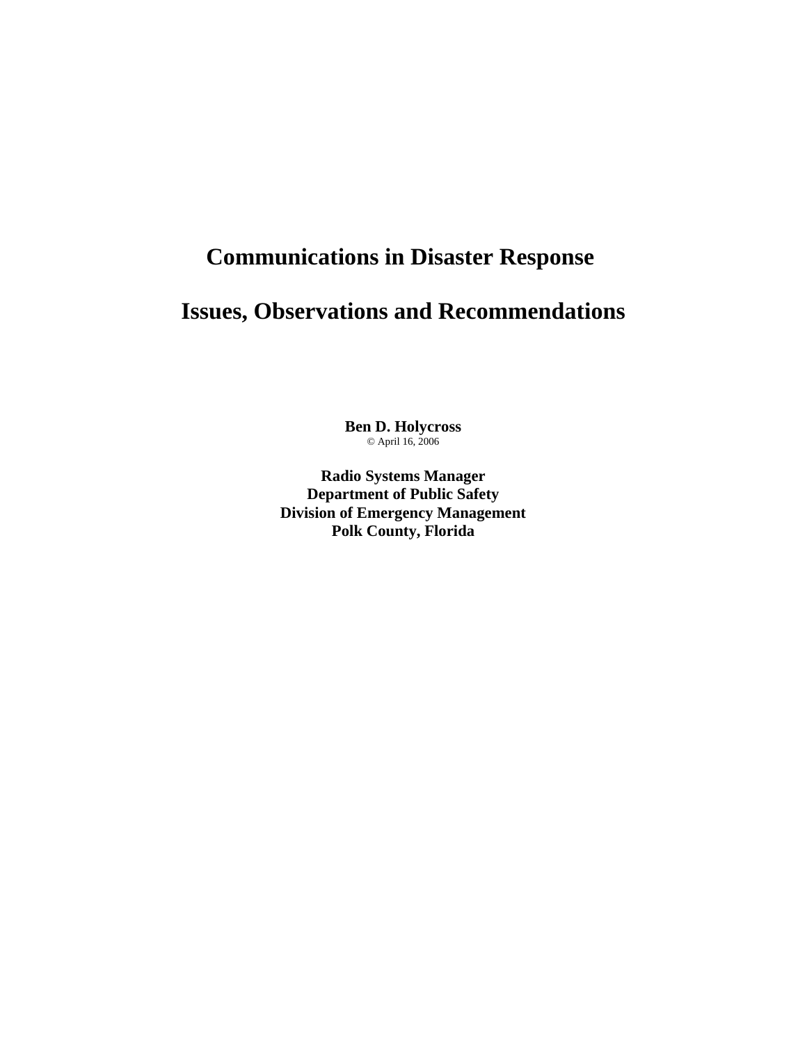# Communications in Disaster Response

# Issues, Observations and Recommendations

**Ben D. Holycross**
© April 16, 2006

**Radio Systems Manager**
**Department of Public Safety**
**Division of Emergency Management**
**Polk County, Florida**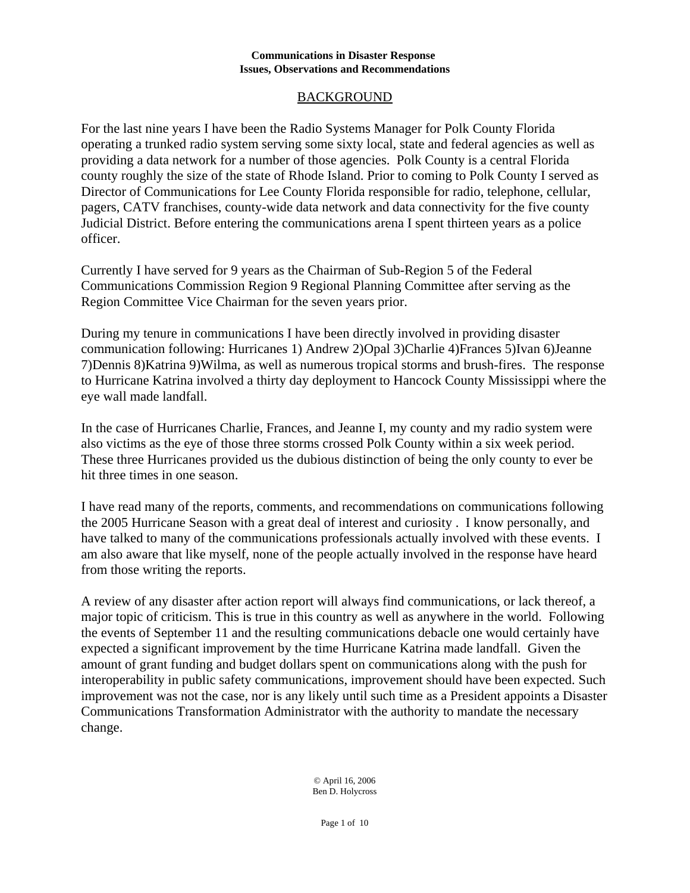**Communications in Disaster Response**
**Issues, Observations and Recommendations**

## BACKGROUND

For the last nine years I have been the Radio Systems Manager for Polk County Florida operating a trunked radio system serving some sixty local, state and federal agencies as well as providing a data network for a number of those agencies. Polk County is a central Florida county roughly the size of the state of Rhode Island. Prior to coming to Polk County I served as Director of Communications for Lee County Florida responsible for radio, telephone, cellular, pagers, CATV franchises, county-wide data network and data connectivity for the five county Judicial District. Before entering the communications arena I spent thirteen years as a police officer.

Currently I have served for 9 years as the Chairman of Sub-Region 5 of the Federal Communications Commission Region 9 Regional Planning Committee after serving as the Region Committee Vice Chairman for the seven years prior.

During my tenure in communications I have been directly involved in providing disaster communication following: Hurricanes 1) Andrew 2)Opal 3)Charlie 4)Frances 5)Ivan 6)Jeanne 7)Dennis 8)Katrina 9)Wilma, as well as numerous tropical storms and brush-fires. The response to Hurricane Katrina involved a thirty day deployment to Hancock County Mississippi where the eye wall made landfall.

In the case of Hurricanes Charlie, Frances, and Jeanne I, my county and my radio system were also victims as the eye of those three storms crossed Polk County within a six week period. These three Hurricanes provided us the dubious distinction of being the only county to ever be hit three times in one season.

I have read many of the reports, comments, and recommendations on communications following the 2005 Hurricane Season with a great deal of interest and curiosity . I know personally, and have talked to many of the communications professionals actually involved with these events. I am also aware that like myself, none of the people actually involved in the response have heard from those writing the reports.

A review of any disaster after action report will always find communications, or lack thereof, a major topic of criticism. This is true in this country as well as anywhere in the world. Following the events of September 11 and the resulting communications debacle one would certainly have expected a significant improvement by the time Hurricane Katrina made landfall. Given the amount of grant funding and budget dollars spent on communications along with the push for interoperability in public safety communications, improvement should have been expected. Such improvement was not the case, nor is any likely until such time as a President appoints a Disaster Communications Transformation Administrator with the authority to mandate the necessary change.

© April 16, 2006
Ben D. Holycross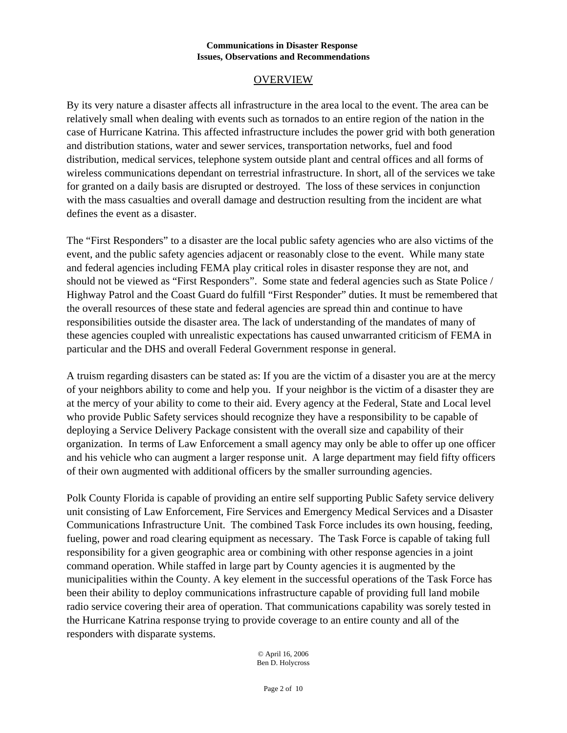**Communications in Disaster Response**
**Issues, Observations and Recommendations**

## OVERVIEW

By its very nature a disaster affects all infrastructure in the area local to the event. The area can be relatively small when dealing with events such as tornados to an entire region of the nation in the case of Hurricane Katrina. This affected infrastructure includes the power grid with both generation and distribution stations, water and sewer services, transportation networks, fuel and food distribution, medical services, telephone system outside plant and central offices and all forms of wireless communications dependant on terrestrial infrastructure. In short, all of the services we take for granted on a daily basis are disrupted or destroyed. The loss of these services in conjunction with the mass casualties and overall damage and destruction resulting from the incident are what defines the event as a disaster.

The "First Responders" to a disaster are the local public safety agencies who are also victims of the event, and the public safety agencies adjacent or reasonably close to the event. While many state and federal agencies including FEMA play critical roles in disaster response they are not, and should not be viewed as "First Responders". Some state and federal agencies such as State Police / Highway Patrol and the Coast Guard do fulfill "First Responder" duties. It must be remembered that the overall resources of these state and federal agencies are spread thin and continue to have responsibilities outside the disaster area. The lack of understanding of the mandates of many of these agencies coupled with unrealistic expectations has caused unwarranted criticism of FEMA in particular and the DHS and overall Federal Government response in general.

A truism regarding disasters can be stated as: If you are the victim of a disaster you are at the mercy of your neighbors ability to come and help you. If your neighbor is the victim of a disaster they are at the mercy of your ability to come to their aid. Every agency at the Federal, State and Local level who provide Public Safety services should recognize they have a responsibility to be capable of deploying a Service Delivery Package consistent with the overall size and capability of their organization. In terms of Law Enforcement a small agency may only be able to offer up one officer and his vehicle who can augment a larger response unit. A large department may field fifty officers of their own augmented with additional officers by the smaller surrounding agencies.

Polk County Florida is capable of providing an entire self supporting Public Safety service delivery unit consisting of Law Enforcement, Fire Services and Emergency Medical Services and a Disaster Communications Infrastructure Unit. The combined Task Force includes its own housing, feeding, fueling, power and road clearing equipment as necessary. The Task Force is capable of taking full responsibility for a given geographic area or combining with other response agencies in a joint command operation. While staffed in large part by County agencies it is augmented by the municipalities within the County. A key element in the successful operations of the Task Force has been their ability to deploy communications infrastructure capable of providing full land mobile radio service covering their area of operation. That communications capability was sorely tested in the Hurricane Katrina response trying to provide coverage to an entire county and all of the responders with disparate systems.

© April 16, 2006
Ben D. Holycross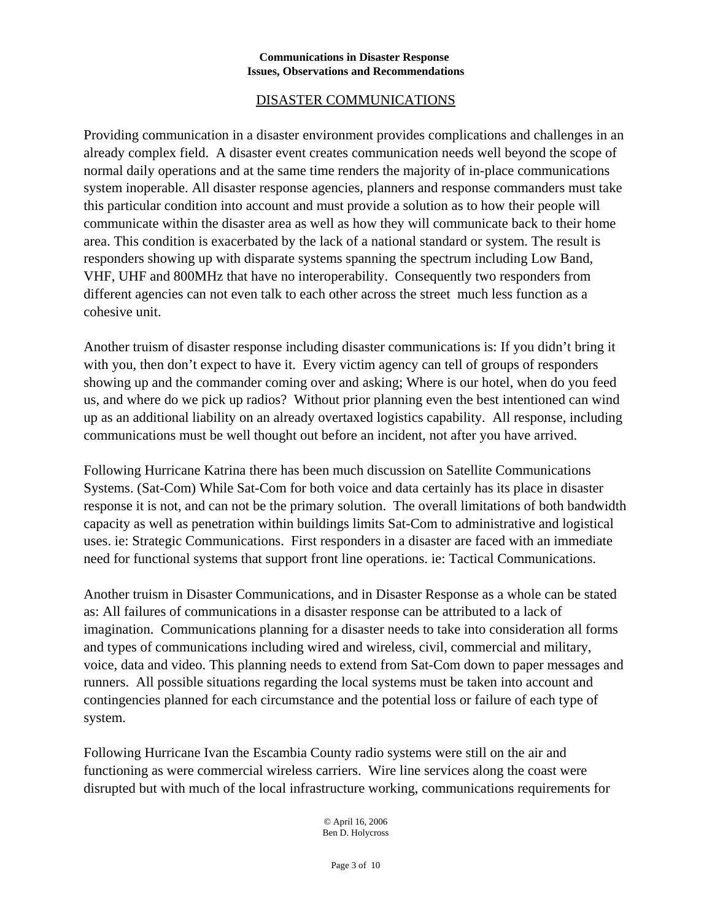DISASTER COMMUNICATIONS

Providing communication in a disaster environment provides complications and challenges in an already complex field. A disaster event creates communication needs well beyond the scope of normal daily operations and at the same time renders the majority of in-place communications system inoperable. All disaster response agencies, planners and response commanders must take this particular condition into account and must provide a solution as to how their people will communicate within the disaster area as well as how they will communicate back to their home area. This condition is exacerbated by the lack of a national standard or system. The result is responders showing up with disparate systems spanning the spectrum including Low Band, VHF, UHF and 800MHz that have no interoperability. Consequently two responders from different agencies can not even talk to each other across the street much less function as a cohesive unit.

Another truism of disaster response including disaster communications is: If you didn't bring it with you, then don't expect to have it. Every victim agency can tell of groups of responders showing up and the commander coming over and asking; Where is our hotel, when do you feed us, and where do we pick up radios? Without prior planning even the best intentioned can wind up as an additional liability on an already overtaxed logistics capability. All response, including communications must be well thought out before an incident, not after you have arrived.

Following Hurricane Katrina there has been much discussion on Satellite Communications Systems. (Sat-Com) While Sat-Com for both voice and data certainly has its place in disaster response it is not, and can not be the primary solution. The overall limitations of both bandwidth capacity as well as penetration within buildings limits Sat-Com to administrative and logistical uses. ie: Strategic Communications. First responders in a disaster are faced with an immediate need for functional systems that support front line operations. ie: Tactical Communications.

Another truism in Disaster Communications, and in Disaster Response as a whole can be stated as: All failures of communications in a disaster response can be attributed to a lack of imagination. Communications planning for a disaster needs to take into consideration all forms and types of communications including wired and wireless, civil, commercial and military, voice, data and video. This planning needs to extend from Sat-Com down to paper messages and runners. All possible situations regarding the local systems must be taken into account and contingencies planned for each circumstance and the potential loss or failure of each type of system.

Following Hurricane Ivan the Escambia County radio systems were still on the air and functioning as were commercial wireless carriers. Wire line services along the coast were disrupted but with much of the local infrastructure working, communications requirements for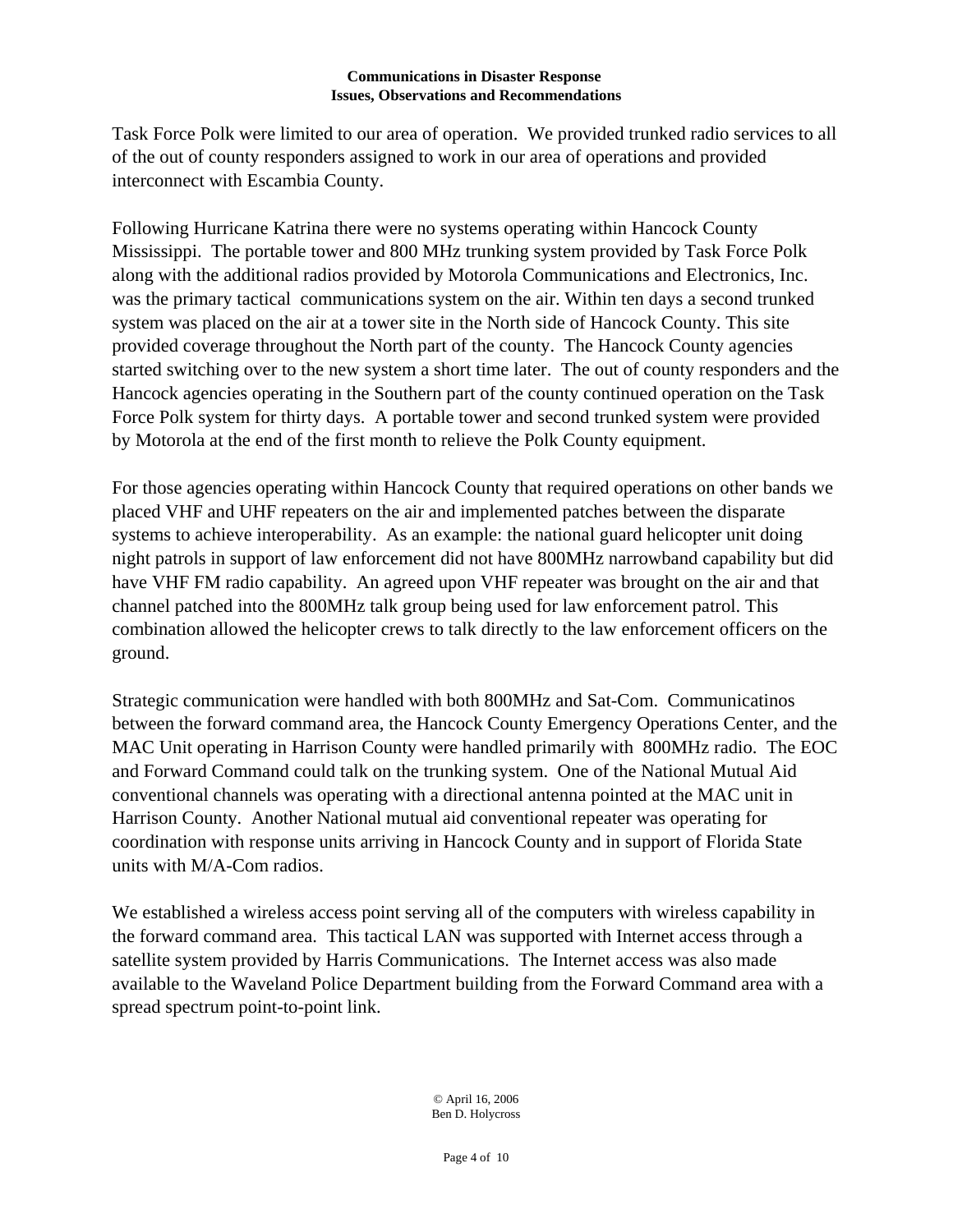Task Force Polk were limited to our area of operation. We provided trunked radio services to all of the out of county responders assigned to work in our area of operations and provided interconnect with Escambia County.

Following Hurricane Katrina there were no systems operating within Hancock County Mississippi. The portable tower and 800 MHz trunking system provided by Task Force Polk along with the additional radios provided by Motorola Communications and Electronics, Inc. was the primary tactical communications system on the air. Within ten days a second trunked system was placed on the air at a tower site in the North side of Hancock County. This site provided coverage throughout the North part of the county. The Hancock County agencies started switching over to the new system a short time later. The out of county responders and the Hancock agencies operating in the Southern part of the county continued operation on the Task Force Polk system for thirty days. A portable tower and second trunked system were provided by Motorola at the end of the first month to relieve the Polk County equipment.

For those agencies operating within Hancock County that required operations on other bands we placed VHF and UHF repeaters on the air and implemented patches between the disparate systems to achieve interoperability. As an example: the national guard helicopter unit doing night patrols in support of law enforcement did not have 800MHz narrowband capability but did have VHF FM radio capability. An agreed upon VHF repeater was brought on the air and that channel patched into the 800MHz talk group being used for law enforcement patrol. This combination allowed the helicopter crews to talk directly to the law enforcement officers on the ground.

Strategic communication were handled with both 800MHz and Sat-Com. Communicatinos between the forward command area, the Hancock County Emergency Operations Center, and the MAC Unit operating in Harrison County were handled primarily with 800MHz radio. The EOC and Forward Command could talk on the trunking system. One of the National Mutual Aid conventional channels was operating with a directional antenna pointed at the MAC unit in Harrison County. Another National mutual aid conventional repeater was operating for coordination with response units arriving in Hancock County and in support of Florida State units with M/A-Com radios.

We established a wireless access point serving all of the computers with wireless capability in the forward command area. This tactical LAN was supported with Internet access through a satellite system provided by Harris Communications. The Internet access was also made available to the Waveland Police Department building from the Forward Command area with a spread spectrum point-to-point link.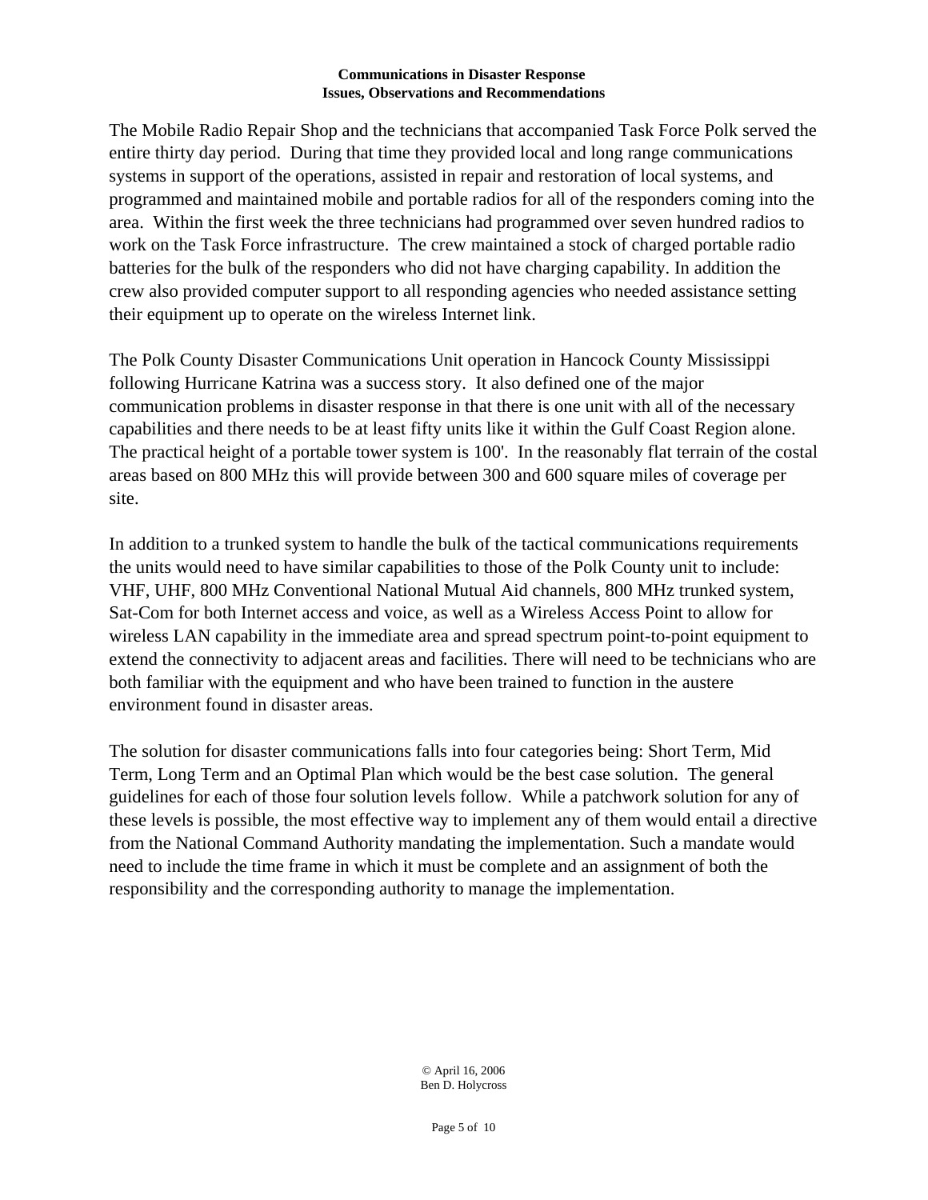The Mobile Radio Repair Shop and the technicians that accompanied Task Force Polk served the entire thirty day period. During that time they provided local and long range communications systems in support of the operations, assisted in repair and restoration of local systems, and programmed and maintained mobile and portable radios for all of the responders coming into the area. Within the first week the three technicians had programmed over seven hundred radios to work on the Task Force infrastructure. The crew maintained a stock of charged portable radio batteries for the bulk of the responders who did not have charging capability. In addition the crew also provided computer support to all responding agencies who needed assistance setting their equipment up to operate on the wireless Internet link.

The Polk County Disaster Communications Unit operation in Hancock County Mississippi following Hurricane Katrina was a success story. It also defined one of the major communication problems in disaster response in that there is one unit with all of the necessary capabilities and there needs to be at least fifty units like it within the Gulf Coast Region alone. The practical height of a portable tower system is 100'. In the reasonably flat terrain of the costal areas based on 800 MHz this will provide between 300 and 600 square miles of coverage per site.

In addition to a trunked system to handle the bulk of the tactical communications requirements the units would need to have similar capabilities to those of the Polk County unit to include: VHF, UHF, 800 MHz Conventional National Mutual Aid channels, 800 MHz trunked system, Sat-Com for both Internet access and voice, as well as a Wireless Access Point to allow for wireless LAN capability in the immediate area and spread spectrum point-to-point equipment to extend the connectivity to adjacent areas and facilities. There will need to be technicians who are both familiar with the equipment and who have been trained to function in the austere environment found in disaster areas.

The solution for disaster communications falls into four categories being: Short Term, Mid Term, Long Term and an Optimal Plan which would be the best case solution. The general guidelines for each of those four solution levels follow. While a patchwork solution for any of these levels is possible, the most effective way to implement any of them would entail a directive from the National Command Authority mandating the implementation. Such a mandate would need to include the time frame in which it must be complete and an assignment of both the responsibility and the corresponding authority to manage the implementation.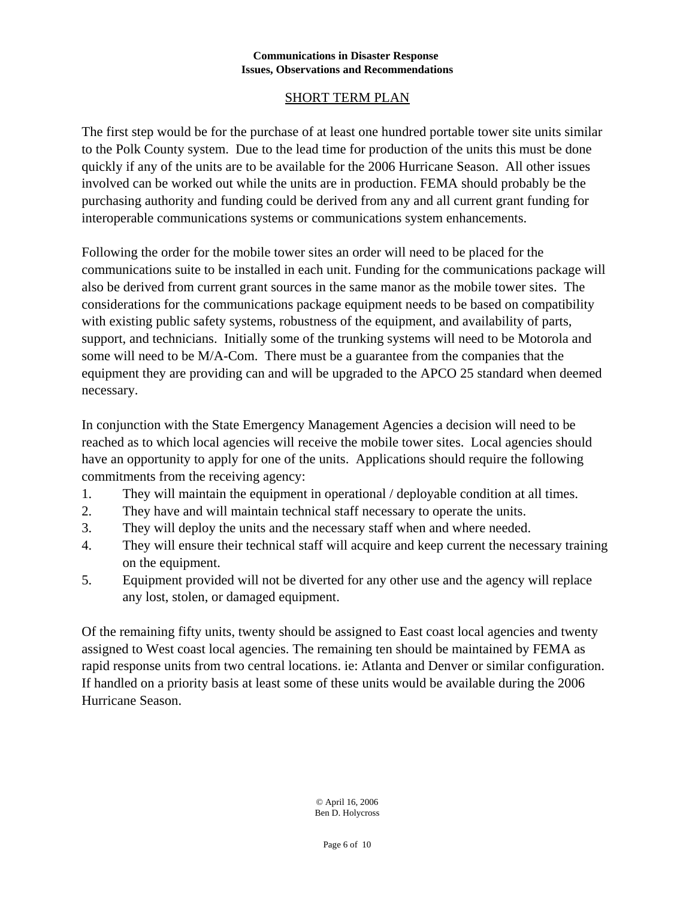## SHORT TERM PLAN

The first step would be for the purchase of at least one hundred portable tower site units similar to the Polk County system. Due to the lead time for production of the units this must be done quickly if any of the units are to be available for the 2006 Hurricane Season. All other issues involved can be worked out while the units are in production. FEMA should probably be the purchasing authority and funding could be derived from any and all current grant funding for interoperable communications systems or communications system enhancements.

Following the order for the mobile tower sites an order will need to be placed for the communications suite to be installed in each unit. Funding for the communications package will also be derived from current grant sources in the same manor as the mobile tower sites. The considerations for the communications package equipment needs to be based on compatibility with existing public safety systems, robustness of the equipment, and availability of parts, support, and technicians. Initially some of the trunking systems will need to be Motorola and some will need to be M/A-Com. There must be a guarantee from the companies that the equipment they are providing can and will be upgraded to the APCO 25 standard when deemed necessary.

In conjunction with the State Emergency Management Agencies a decision will need to be reached as to which local agencies will receive the mobile tower sites. Local agencies should have an opportunity to apply for one of the units. Applications should require the following commitments from the receiving agency:

1. They will maintain the equipment in operational / deployable condition at all times.
2. They have and will maintain technical staff necessary to operate the units.
3. They will deploy the units and the necessary staff when and where needed.
4. They will ensure their technical staff will acquire and keep current the necessary training on the equipment.
5. Equipment provided will not be diverted for any other use and the agency will replace any lost, stolen, or damaged equipment.

Of the remaining fifty units, twenty should be assigned to East coast local agencies and twenty assigned to West coast local agencies. The remaining ten should be maintained by FEMA as rapid response units from two central locations. ie: Atlanta and Denver or similar configuration. If handled on a priority basis at least some of these units would be available during the 2006 Hurricane Season.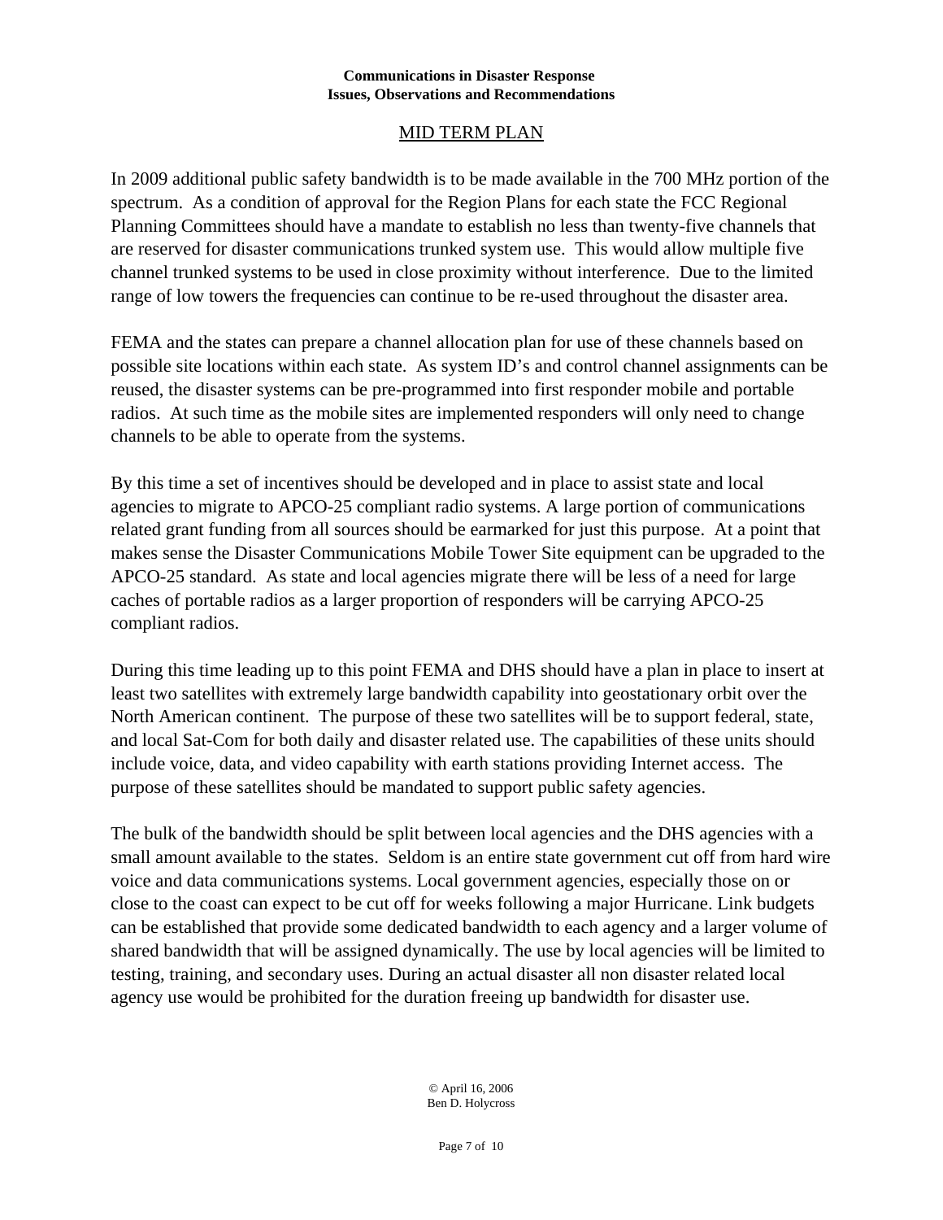## MID TERM PLAN

In 2009 additional public safety bandwidth is to be made available in the 700 MHz portion of the spectrum. As a condition of approval for the Region Plans for each state the FCC Regional Planning Committees should have a mandate to establish no less than twenty-five channels that are reserved for disaster communications trunked system use. This would allow multiple five channel trunked systems to be used in close proximity without interference. Due to the limited range of low towers the frequencies can continue to be re-used throughout the disaster area.

FEMA and the states can prepare a channel allocation plan for use of these channels based on possible site locations within each state. As system ID's and control channel assignments can be reused, the disaster systems can be pre-programmed into first responder mobile and portable radios. At such time as the mobile sites are implemented responders will only need to change channels to be able to operate from the systems.

By this time a set of incentives should be developed and in place to assist state and local agencies to migrate to APCO-25 compliant radio systems. A large portion of communications related grant funding from all sources should be earmarked for just this purpose. At a point that makes sense the Disaster Communications Mobile Tower Site equipment can be upgraded to the APCO-25 standard. As state and local agencies migrate there will be less of a need for large caches of portable radios as a larger proportion of responders will be carrying APCO-25 compliant radios.

During this time leading up to this point FEMA and DHS should have a plan in place to insert at least two satellites with extremely large bandwidth capability into geostationary orbit over the North American continent. The purpose of these two satellites will be to support federal, state, and local Sat-Com for both daily and disaster related use. The capabilities of these units should include voice, data, and video capability with earth stations providing Internet access. The purpose of these satellites should be mandated to support public safety agencies.

The bulk of the bandwidth should be split between local agencies and the DHS agencies with a small amount available to the states. Seldom is an entire state government cut off from hard wire voice and data communications systems. Local government agencies, especially those on or close to the coast can expect to be cut off for weeks following a major Hurricane. Link budgets can be established that provide some dedicated bandwidth to each agency and a larger volume of shared bandwidth that will be assigned dynamically. The use by local agencies will be limited to testing, training, and secondary uses. During an actual disaster all non disaster related local agency use would be prohibited for the duration freeing up bandwidth for disaster use.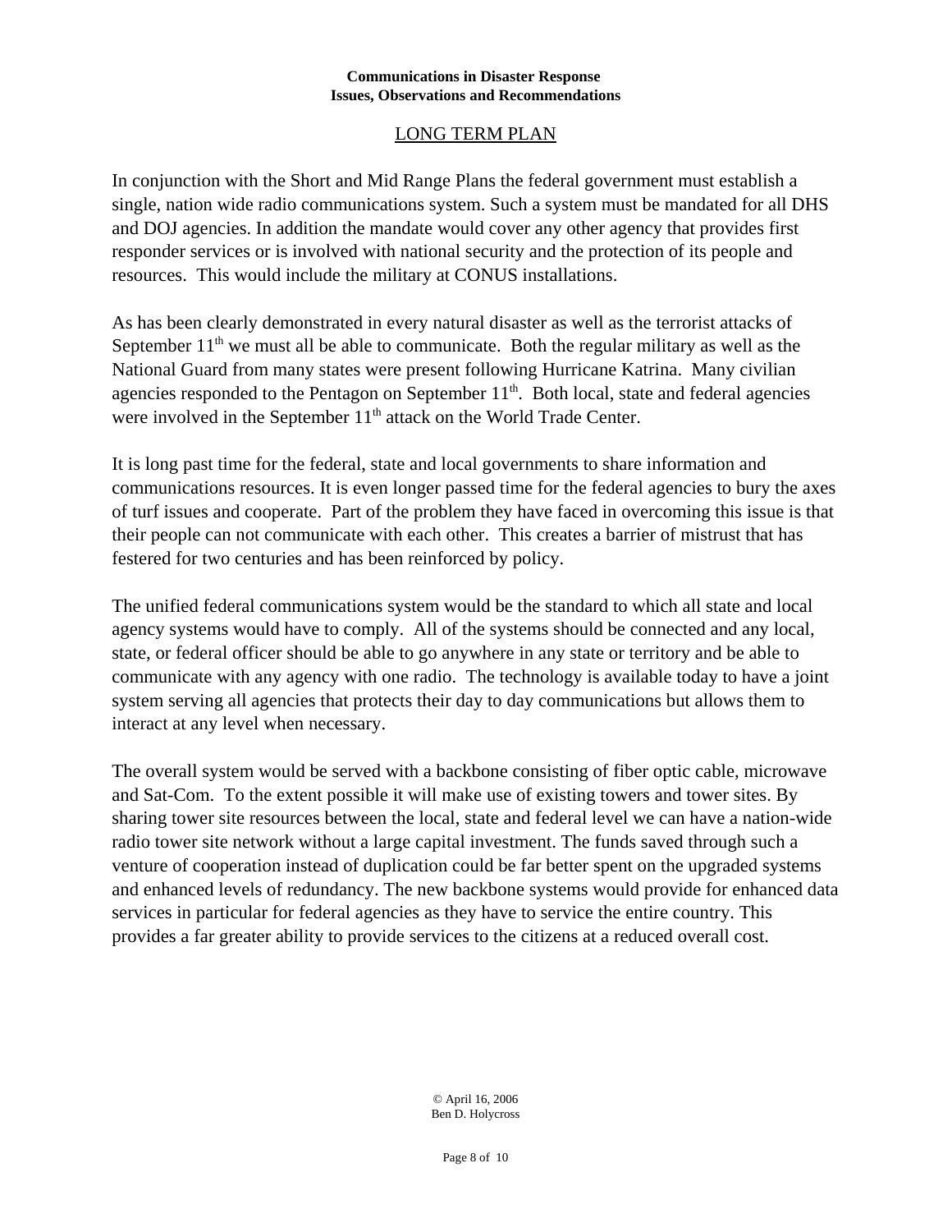## LONG TERM PLAN

In conjunction with the Short and Mid Range Plans the federal government must establish a single, nation wide radio communications system. Such a system must be mandated for all DHS and DOJ agencies. In addition the mandate would cover any other agency that provides first responder services or is involved with national security and the protection of its people and resources. This would include the military at CONUS installations.

As has been clearly demonstrated in every natural disaster as well as the terrorist attacks of September 11th we must all be able to communicate. Both the regular military as well as the National Guard from many states were present following Hurricane Katrina. Many civilian agencies responded to the Pentagon on September 11th. Both local, state and federal agencies were involved in the September 11th attack on the World Trade Center.

It is long past time for the federal, state and local governments to share information and communications resources. It is even longer passed time for the federal agencies to bury the axes of turf issues and cooperate. Part of the problem they have faced in overcoming this issue is that their people can not communicate with each other. This creates a barrier of mistrust that has festered for two centuries and has been reinforced by policy.

The unified federal communications system would be the standard to which all state and local agency systems would have to comply. All of the systems should be connected and any local, state, or federal officer should be able to go anywhere in any state or territory and be able to communicate with any agency with one radio. The technology is available today to have a joint system serving all agencies that protects their day to day communications but allows them to interact at any level when necessary.

The overall system would be served with a backbone consisting of fiber optic cable, microwave and Sat-Com. To the extent possible it will make use of existing towers and tower sites. By sharing tower site resources between the local, state and federal level we can have a nation-wide radio tower site network without a large capital investment. The funds saved through such a venture of cooperation instead of duplication could be far better spent on the upgraded systems and enhanced levels of redundancy. The new backbone systems would provide for enhanced data services in particular for federal agencies as they have to service the entire country. This provides a far greater ability to provide services to the citizens at a reduced overall cost.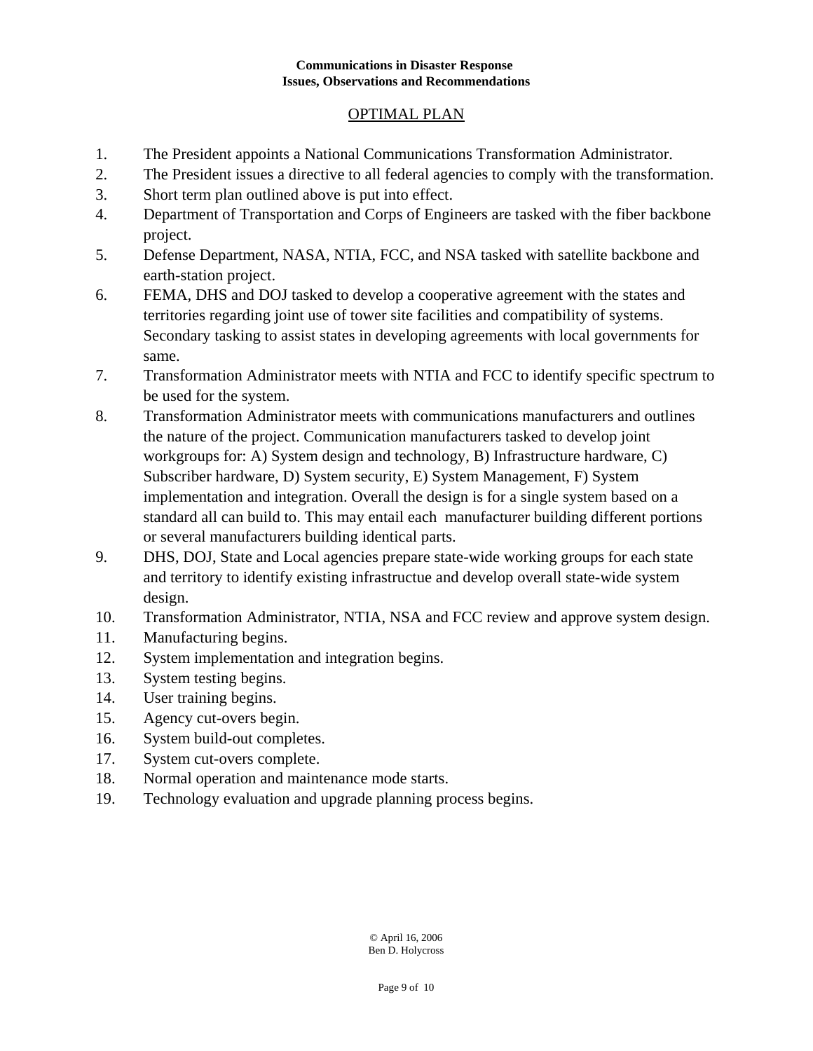## OPTIMAL PLAN

1. The President appoints a National Communications Transformation Administrator.
2. The President issues a directive to all federal agencies to comply with the transformation.
3. Short term plan outlined above is put into effect.
4. Department of Transportation and Corps of Engineers are tasked with the fiber backbone project.
5. Defense Department, NASA, NTIA, FCC, and NSA tasked with satellite backbone and earth-station project.
6. FEMA, DHS and DOJ tasked to develop a cooperative agreement with the states and territories regarding joint use of tower site facilities and compatibility of systems. Secondary tasking to assist states in developing agreements with local governments for same.
7. Transformation Administrator meets with NTIA and FCC to identify specific spectrum to be used for the system.
8. Transformation Administrator meets with communications manufacturers and outlines the nature of the project. Communication manufacturers tasked to develop joint workgroups for: A) System design and technology, B) Infrastructure hardware, C) Subscriber hardware, D) System security, E) System Management, F) System implementation and integration. Overall the design is for a single system based on a standard all can build to. This may entail each manufacturer building different portions or several manufacturers building identical parts.
9. DHS, DOJ, State and Local agencies prepare state-wide working groups for each state and territory to identify existing infrastructue and develop overall state-wide system design.
10. Transformation Administrator, NTIA, NSA and FCC review and approve system design.
11. Manufacturing begins.
12. System implementation and integration begins.
13. System testing begins.
14. User training begins.
15. Agency cut-overs begin.
16. System build-out completes.
17. System cut-overs complete.
18. Normal operation and maintenance mode starts.
19. Technology evaluation and upgrade planning process begins.

© April 16, 2006
Ben D. Holycross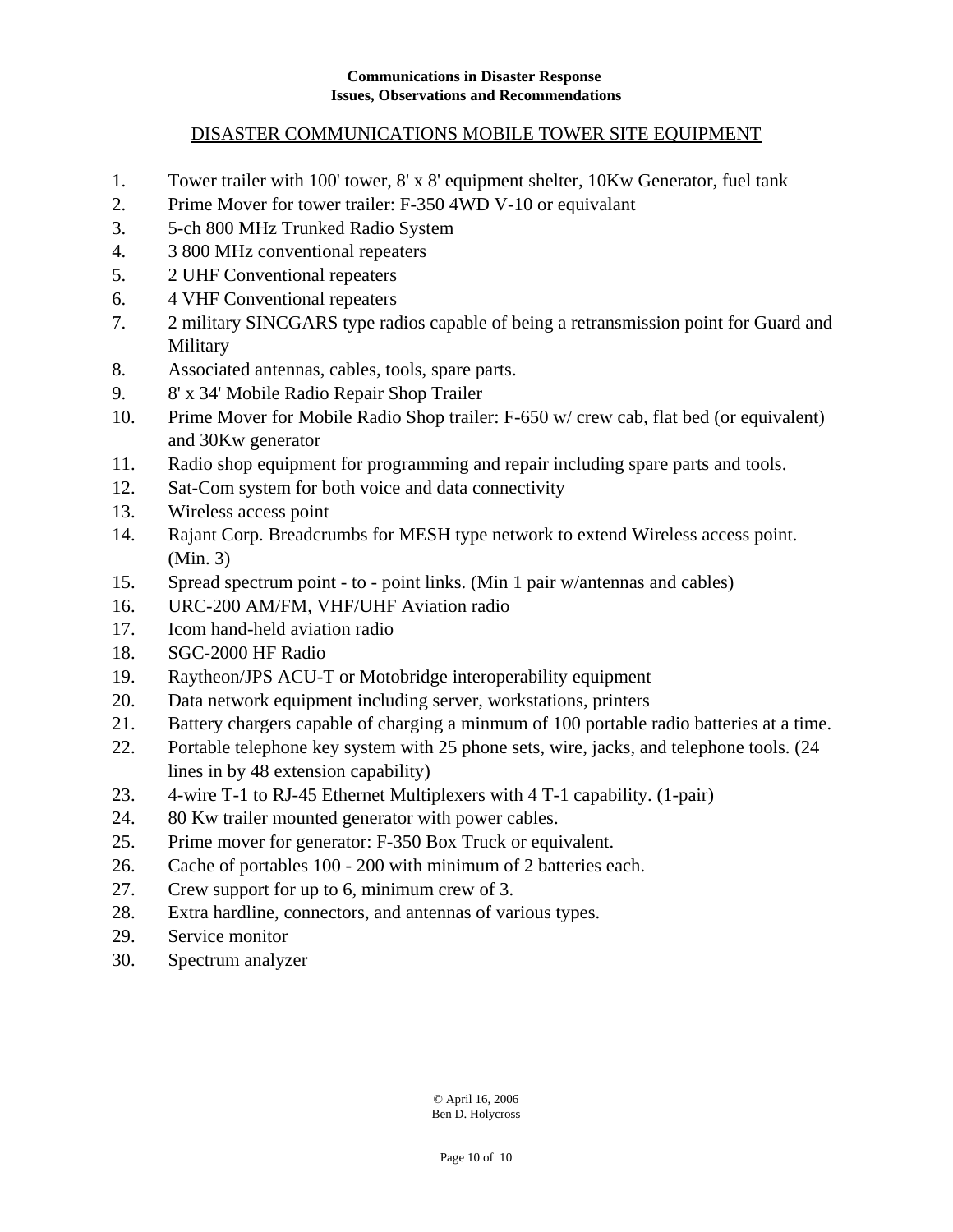## DISASTER COMMUNICATIONS MOBILE TOWER SITE EQUIPMENT

1. Tower trailer with 100' tower, 8' x 8' equipment shelter, 10Kw Generator, fuel tank
2. Prime Mover for tower trailer: F-350 4WD V-10 or equivalant
3. 5-ch 800 MHz Trunked Radio System
4. 3 800 MHz conventional repeaters
5. 2 UHF Conventional repeaters
6. 4 VHF Conventional repeaters
7. 2 military SINCGARS type radios capable of being a retransmission point for Guard and Military
8. Associated antennas, cables, tools, spare parts.
9. 8' x 34' Mobile Radio Repair Shop Trailer
10. Prime Mover for Mobile Radio Shop trailer: F-650 w/ crew cab, flat bed (or equivalent) and 30Kw generator
11. Radio shop equipment for programming and repair including spare parts and tools.
12. Sat-Com system for both voice and data connectivity
13. Wireless access point
14. Rajant Corp. Breadcrumbs for MESH type network to extend Wireless access point. (Min. 3)
15. Spread spectrum point - to - point links. (Min 1 pair w/antennas and cables)
16. URC-200 AM/FM, VHF/UHF Aviation radio
17. Icom hand-held aviation radio
18. SGC-2000 HF Radio
19. Raytheon/JPS ACU-T or Motobridge interoperability equipment
20. Data network equipment including server, workstations, printers
21. Battery chargers capable of charging a minmum of 100 portable radio batteries at a time.
22. Portable telephone key system with 25 phone sets, wire, jacks, and telephone tools. (24 lines in by 48 extension capability)
23. 4-wire T-1 to RJ-45 Ethernet Multiplexers with 4 T-1 capability. (1-pair)
24. 80 Kw trailer mounted generator with power cables.
25. Prime mover for generator: F-350 Box Truck or equivalent.
26. Cache of portables 100 - 200 with minimum of 2 batteries each.
27. Crew support for up to 6, minimum crew of 3.
28. Extra hardline, connectors, and antennas of various types.
29. Service monitor
30. Spectrum analyzer